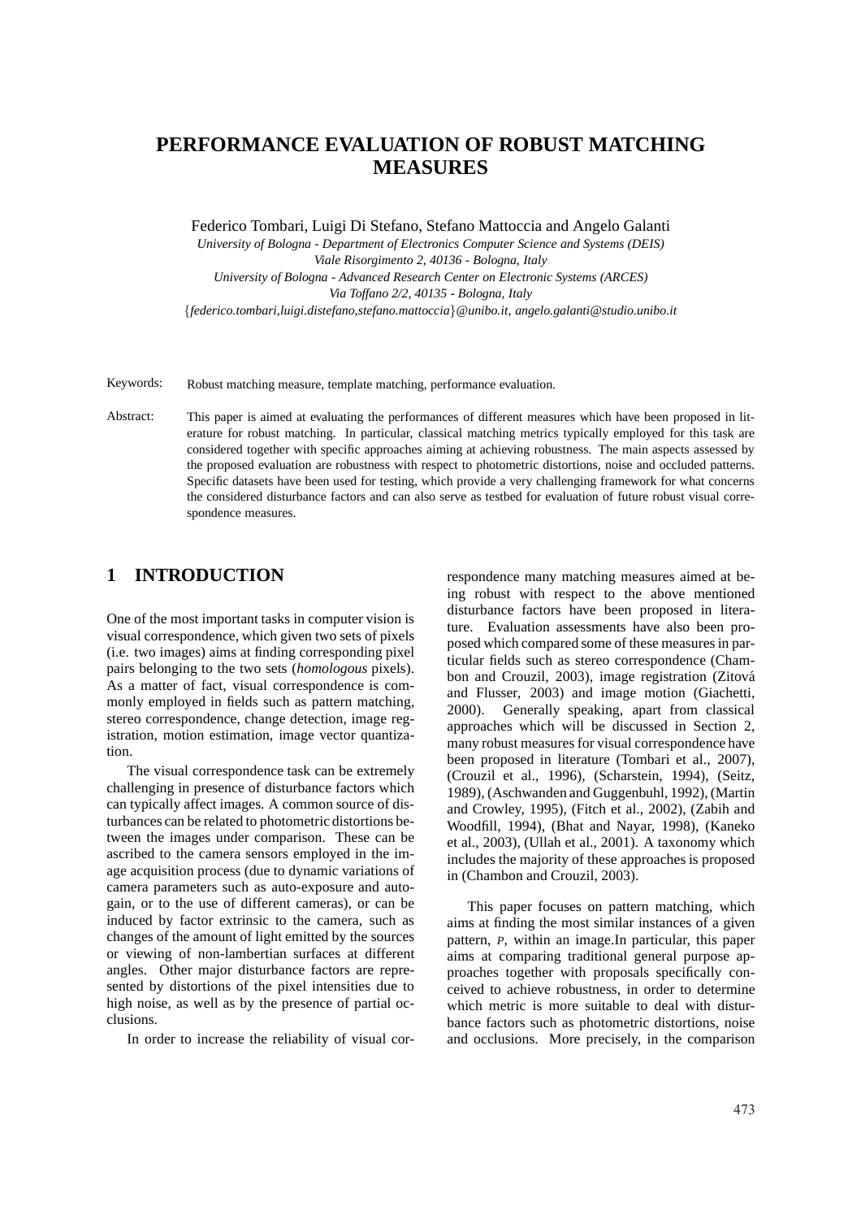# PERFORMANCE EVALUATION OF ROBUST MATCHING MEASURES

Federico Tombari, Luigi Di Stefano, Stefano Mattoccia and Angelo Galanti

*University of Bologna - Department of Electronics Computer Science and Systems (DEIS)*
*Viale Risorgimento 2, 40136 - Bologna, Italy*
*University of Bologna - Advanced Research Center on Electronic Systems (ARCES)*
*Via Toffano 2/2, 40135 - Bologna, Italy*
{*federico.tombari,luigi.distefano,stefano.mattoccia*}*@unibo.it, angelo.galanti@studio.unibo.it*

Keywords: Robust matching measure, template matching, performance evaluation.

Abstract: This paper is aimed at evaluating the performances of different measures which have been proposed in literature for robust matching. In particular, classical matching metrics typically employed for this task are considered together with specific approaches aiming at achieving robustness. The main aspects assessed by the proposed evaluation are robustness with respect to photometric distortions, noise and occluded patterns. Specific datasets have been used for testing, which provide a very challenging framework for what concerns the considered disturbance factors and can also serve as testbed for evaluation of future robust visual correspondence measures.

## 1 INTRODUCTION

One of the most important tasks in computer vision is visual correspondence, which given two sets of pixels (i.e. two images) aims at finding corresponding pixel pairs belonging to the two sets (*homologous* pixels). As a matter of fact, visual correspondence is commonly employed in fields such as pattern matching, stereo correspondence, change detection, image registration, motion estimation, image vector quantization.

The visual correspondence task can be extremely challenging in presence of disturbance factors which can typically affect images. A common source of disturbances can be related to photometric distortions between the images under comparison. These can be ascribed to the camera sensors employed in the image acquisition process (due to dynamic variations of camera parameters such as auto-exposure and autogain, or to the use of different cameras), or can be induced by factor extrinsic to the camera, such as changes of the amount of light emitted by the sources or viewing of non-lambertian surfaces at different angles. Other major disturbance factors are represented by distortions of the pixel intensities due to high noise, as well as by the presence of partial occlusions.

In order to increase the reliability of visual correspondence many matching measures aimed at being robust with respect to the above mentioned disturbance factors have been proposed in literature. Evaluation assessments have also been proposed which compared some of these measures in particular fields such as stereo correspondence (Chambon and Crouzil, 2003), image registration (Zitová and Flusser, 2003) and image motion (Giachetti, 2000). Generally speaking, apart from classical approaches which will be discussed in Section 2, many robust measures for visual correspondence have been proposed in literature (Tombari et al., 2007), (Crouzil et al., 1996), (Scharstein, 1994), (Seitz, 1989), (Aschwanden and Guggenbuhl, 1992), (Martin and Crowley, 1995), (Fitch et al., 2002), (Zabih and Woodfill, 1994), (Bhat and Nayar, 1998), (Kaneko et al., 2003), (Ullah et al., 2001). A taxonomy which includes the majority of these approaches is proposed in (Chambon and Crouzil, 2003).

This paper focuses on pattern matching, which aims at finding the most similar instances of a given pattern, $P$, within an image.In particular, this paper aims at comparing traditional general purpose approaches together with proposals specifically conceived to achieve robustness, in order to determine which metric is more suitable to deal with disturbance factors such as photometric distortions, noise and occlusions. More precisely, in the comparison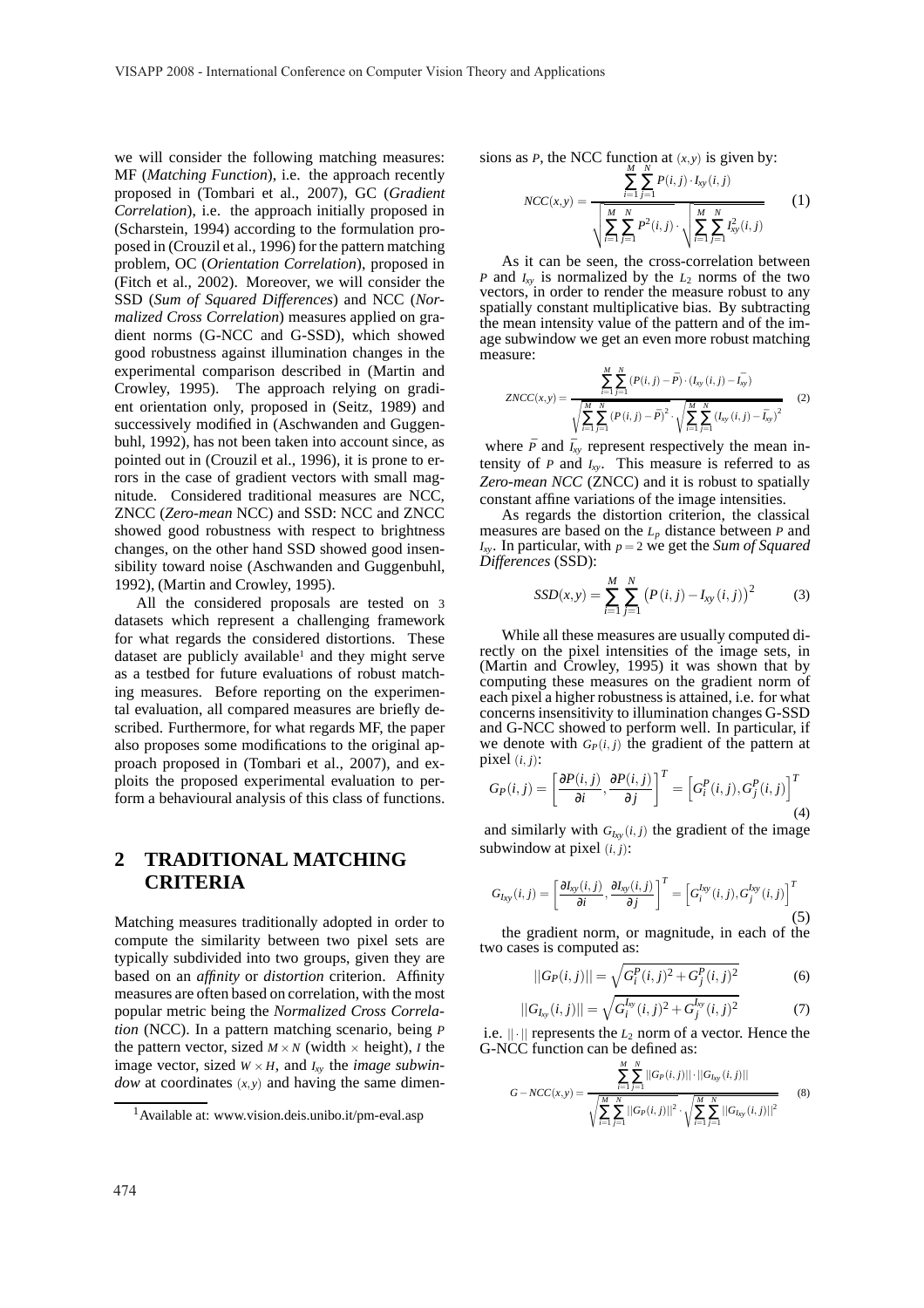we will consider the following matching measures: MF (*Matching Function*), i.e. the approach recently proposed in (Tombari et al., 2007), GC (*Gradient Correlation*), i.e. the approach initially proposed in (Scharstein, 1994) according to the formulation proposed in (Crouzil et al., 1996) for the pattern matching problem, OC (*Orientation Correlation*), proposed in (Fitch et al., 2002). Moreover, we will consider the SSD (*Sum of Squared Differences*) and NCC (*Normalized Cross Correlation*) measures applied on gradient norms (G-NCC and G-SSD), which showed good robustness against illumination changes in the experimental comparison described in (Martin and Crowley, 1995). The approach relying on gradient orientation only, proposed in (Seitz, 1989) and successively modified in (Aschwanden and Guggenbuhl, 1992), has not been taken into account since, as pointed out in (Crouzil et al., 1996), it is prone to errors in the case of gradient vectors with small magnitude. Considered traditional measures are NCC, ZNCC (*Zero-mean* NCC) and SSD: NCC and ZNCC showed good robustness with respect to brightness changes, on the other hand SSD showed good insensibility toward noise (Aschwanden and Guggenbuhl, 1992), (Martin and Crowley, 1995).

All the considered proposals are tested on 3 datasets which represent a challenging framework for what regards the considered distortions. These dataset are publicly available[1] and they might serve as a testbed for future evaluations of robust matching measures. Before reporting on the experimental evaluation, all compared measures are briefly described. Furthermore, for what regards MF, the paper also proposes some modifications to the original approach proposed in (Tombari et al., 2007), and exploits the proposed experimental evaluation to perform a behavioural analysis of this class of functions.

## 2 TRADITIONAL MATCHING CRITERIA

Matching measures traditionally adopted in order to compute the similarity between two pixel sets are typically subdivided into two groups, given they are based on an *affinity* or *distortion* criterion. Affinity measures are often based on correlation, with the most popular metric being the *Normalized Cross Correlation* (NCC). In a pattern matching scenario, being $P$ the pattern vector, sized $M \times N$ (width $\times$ height), $I$ the image vector, sized $W \times H$, and $I_{xy}$ the *image subwindow* at coordinates $(x,y)$ and having the same dimensions as $P$, the NCC function at $(x,y)$ is given by:

$$NCC(x,y) = \frac{\sum_{i=1}^{M}\sum_{j=1}^{N} P(i,j) \cdot I_{xy}(i,j)}{\sqrt{\sum_{i=1}^{M}\sum_{j=1}^{N} P^2(i,j)} \cdot \sqrt{\sum_{i=1}^{M}\sum_{j=1}^{N} I_{xy}^2(i,j)}} \quad (1)$$

As it can be seen, the cross-correlation between $P$ and $I_{xy}$ is normalized by the $L_2$ norms of the two vectors, in order to render the measure robust to any spatially constant multiplicative bias. By subtracting the mean intensity value of the pattern and of the image subwindow we get an even more robust matching measure:

$$ZNCC(x,y) = \frac{\sum_{i=1}^{M}\sum_{j=1}^{N} (P(i,j) - \bar{P}) \cdot (I_{xy}(i,j) - \bar{I_{xy}})}{\sqrt{\sum_{i=1}^{M}\sum_{j=1}^{N} (P(i,j) - \bar{P})^2} \cdot \sqrt{\sum_{i=1}^{M}\sum_{j=1}^{N} (I_{xy}(i,j) - \bar{I_{xy}})^2}} \quad (2)$$

where $\bar{P}$ and $\bar{I_{xy}}$ represent respectively the mean intensity of $P$ and $I_{xy}$. This measure is referred to as *Zero-mean NCC* (ZNCC) and it is robust to spatially constant affine variations of the image intensities.

As regards the distortion criterion, the classical measures are based on the $L_p$ distance between $P$ and $I_{xy}$. In particular, with $p = 2$ we get the *Sum of Squared Differences* (SSD):

$$SSD(x,y) = \sum_{i=1}^{M}\sum_{j=1}^{N} \left(P(i,j) - I_{xy}(i,j)\right)^2 \quad (3)$$

While all these measures are usually computed directly on the pixel intensities of the image sets, in (Martin and Crowley, 1995) it was shown that by computing these measures on the gradient norm of each pixel a higher robustness is attained, i.e. for what concerns insensitivity to illumination changes G-SSD and G-NCC showed to perform well. In particular, if we denote with $G_P(i,j)$ the gradient of the pattern at pixel $(i,j)$:

$$G_P(i,j) = \left[\frac{\partial P(i,j)}{\partial i}, \frac{\partial P(i,j)}{\partial j}\right]^T = \left[G_i^P(i,j), G_j^P(i,j)\right]^T \quad (4)$$

and similarly with $G_{I_{xy}}(i,j)$ the gradient of the image subwindow at pixel $(i,j)$:

$$G_{I_{xy}}(i,j) = \left[\frac{\partial I_{xy}(i,j)}{\partial i}, \frac{\partial I_{xy}(i,j)}{\partial j}\right]^T = \left[G_i^{I_{xy}}(i,j), G_j^{I_{xy}}(i,j)\right]^T \quad (5)$$

the gradient norm, or magnitude, in each of the two cases is computed as:

$$||G_P(i,j)|| = \sqrt{G_i^P(i,j)^2 + G_j^P(i,j)^2} \quad (6)$$

$$||G_{I_{xy}}(i,j)|| = \sqrt{G_i^{I_{xy}}(i,j)^2 + G_j^{I_{xy}}(i,j)^2} \quad (7)$$

i.e. $||\cdot||$ represents the $L_2$ norm of a vector. Hence the G-NCC function can be defined as:

$$G-NCC(x,y) = \frac{\sum_{i=1}^{M}\sum_{j=1}^{N} ||G_P(i,j)|| \cdot ||G_{I_{xy}}(i,j)||}{\sqrt{\sum_{i=1}^{M}\sum_{j=1}^{N} ||G_P(i,j)||^2} \cdot \sqrt{\sum_{i=1}^{M}\sum_{j=1}^{N} ||G_{I_{xy}}(i,j)||^2}} \quad (8)$$

[1] Available at: www.vision.deis.unibo.it/pm-eval.asp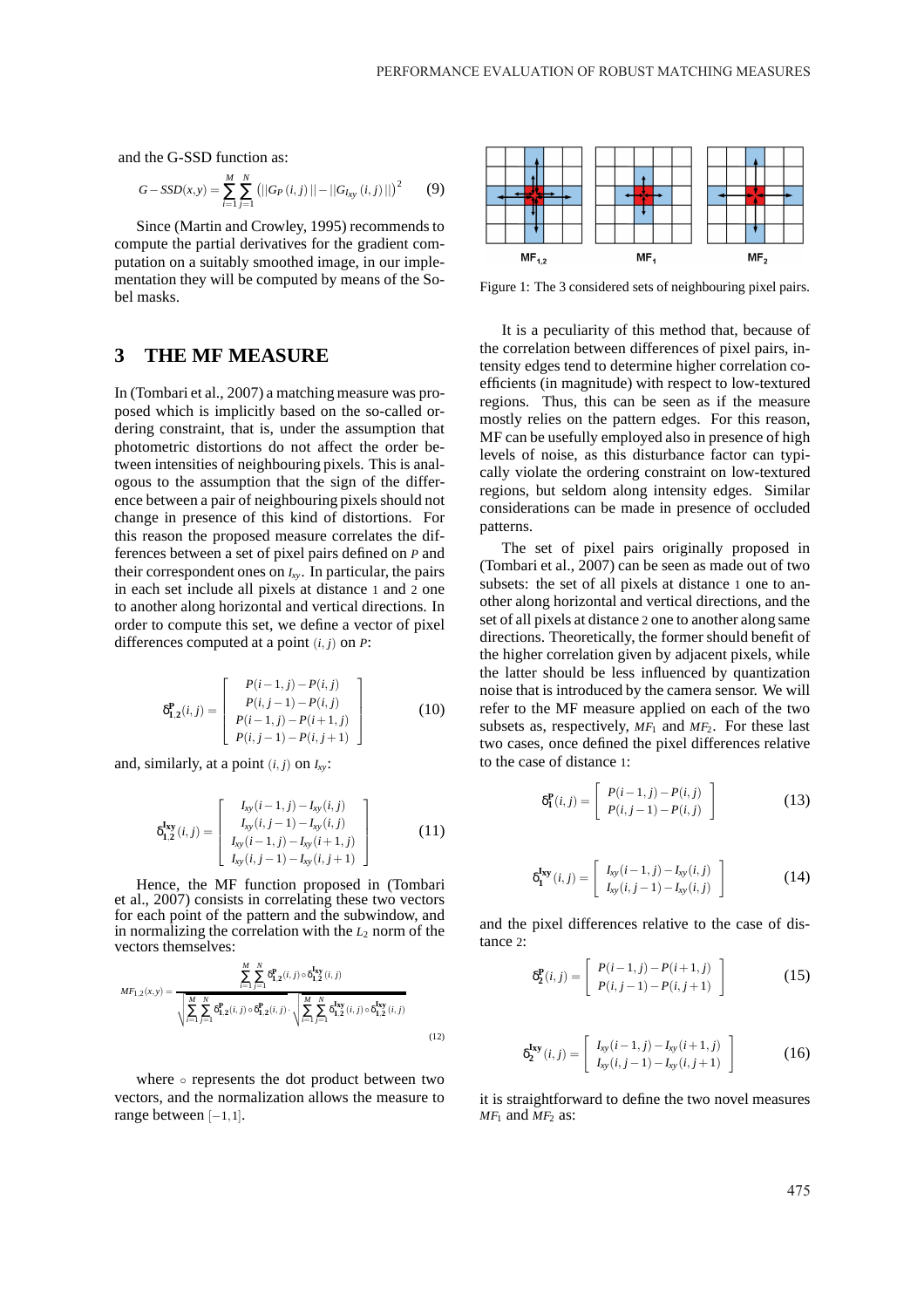and the G-SSD function as:

$$G-SSD(x,y) = \sum_{i=1}^{M}\sum_{j=1}^{N}\left(||G_P(i,j)|| - ||G_{I_{xy}}(i,j)||\right)^2 \qquad (9)$$

Since (Martin and Crowley, 1995) recommends to compute the partial derivatives for the gradient computation on a suitably smoothed image, in our implementation they will be computed by means of the Sobel masks.

## 3 THE MF MEASURE

In (Tombari et al., 2007) a matching measure was proposed which is implicitly based on the so-called ordering constraint, that is, under the assumption that photometric distortions do not affect the order between intensities of neighbouring pixels. This is analogous to the assumption that the sign of the difference between a pair of neighbouring pixels should not change in presence of this kind of distortions. For this reason the proposed measure correlates the differences between a set of pixel pairs defined on $P$ and their correspondent ones on $I_{xy}$. In particular, the pairs in each set include all pixels at distance 1 and 2 one to another along horizontal and vertical directions. In order to compute this set, we define a vector of pixel differences computed at a point $(i,j)$ on $P$:

$$\delta^{\mathbf{P}}_{\mathbf{1,2}}(i,j) = \begin{bmatrix} P(i-1,j) - P(i,j) \\ P(i,j-1) - P(i,j) \\ P(i-1,j) - P(i+1,j) \\ P(i,j-1) - P(i,j+1) \end{bmatrix} \qquad (10)$$

and, similarly, at a point $(i,j)$ on $I_{xy}$:

$$\delta^{\mathbf{I_{xy}}}_{\mathbf{1,2}}(i,j) = \begin{bmatrix} I_{xy}(i-1,j) - I_{xy}(i,j) \\ I_{xy}(i,j-1) - I_{xy}(i,j) \\ I_{xy}(i-1,j) - I_{xy}(i+1,j) \\ I_{xy}(i,j-1) - I_{xy}(i,j+1) \end{bmatrix} \qquad (11)$$

Hence, the MF function proposed in (Tombari et al., 2007) consists in correlating these two vectors for each point of the pattern and the subwindow, and in normalizing the correlation with the $L_2$ norm of the vectors themselves:

$$MF_{1,2}(x,y) = \frac{\sum_{i=1}^{M}\sum_{j=1}^{N} \delta^{\mathbf{P}}_{\mathbf{1,2}}(i,j) \circ \delta^{\mathbf{I_{xy}}}_{\mathbf{1,2}}(i,j)}{\sqrt{\sum_{i=1}^{M}\sum_{j=1}^{N} \delta^{\mathbf{P}}_{\mathbf{1,2}}(i,j) \circ \delta^{\mathbf{P}}_{\mathbf{1,2}}(i,j)} \cdot \sqrt{\sum_{i=1}^{M}\sum_{j=1}^{N} \delta^{\mathbf{I_{xy}}}_{\mathbf{1,2}}(i,j) \circ \delta^{\mathbf{I_{xy}}}_{\mathbf{1,2}}(i,j)}} \qquad (12)$$

where $\circ$ represents the dot product between two vectors, and the normalization allows the measure to range between $[-1,1]$.

$MF_{1,2}$ $MF_1$ $MF_2$

Figure 1: The 3 considered sets of neighbouring pixel pairs.

It is a peculiarity of this method that, because of the correlation between differences of pixel pairs, intensity edges tend to determine higher correlation coefficients (in magnitude) with respect to low-textured regions. Thus, this can be seen as if the measure mostly relies on the pattern edges. For this reason, MF can be usefully employed also in presence of high levels of noise, as this disturbance factor can typically violate the ordering constraint on low-textured regions, but seldom along intensity edges. Similar considerations can be made in presence of occluded patterns.

The set of pixel pairs originally proposed in (Tombari et al., 2007) can be seen as made out of two subsets: the set of all pixels at distance 1 one to another along horizontal and vertical directions, and the set of all pixels at distance 2 one to another along same directions. Theoretically, the former should benefit of the higher correlation given by adjacent pixels, while the latter should be less influenced by quantization noise that is introduced by the camera sensor. We will refer to the MF measure applied on each of the two subsets as, respectively, $MF_1$ and $MF_2$. For these last two cases, once defined the pixel differences relative to the case of distance 1:

$$\delta^{\mathbf{P}}_{\mathbf{1}}(i,j) = \begin{bmatrix} P(i-1,j) - P(i,j) \\ P(i,j-1) - P(i,j) \end{bmatrix} \qquad (13)$$

$$\delta^{\mathbf{I_{xy}}}_{\mathbf{1}}(i,j) = \begin{bmatrix} I_{xy}(i-1,j) - I_{xy}(i,j) \\ I_{xy}(i,j-1) - I_{xy}(i,j) \end{bmatrix} \qquad (14)$$

and the pixel differences relative to the case of distance 2:

$$\delta^{\mathbf{P}}_{\mathbf{2}}(i,j) = \begin{bmatrix} P(i-1,j) - P(i+1,j) \\ P(i,j-1) - P(i,j+1) \end{bmatrix} \qquad (15)$$

$$\delta^{\mathbf{I_{xy}}}_{\mathbf{2}}(i,j) = \begin{bmatrix} I_{xy}(i-1,j) - I_{xy}(i+1,j) \\ I_{xy}(i,j-1) - I_{xy}(i,j+1) \end{bmatrix} \qquad (16)$$

it is straightforward to define the two novel measures $MF_1$ and $MF_2$ as: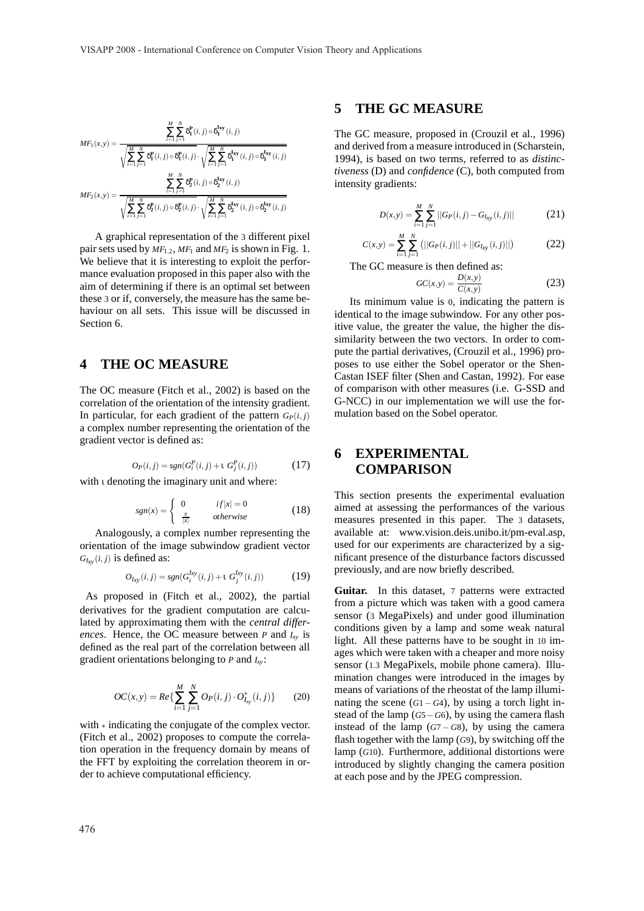$$MF_1(x,y) = \frac{\sum_{i=1}^{M}\sum_{j=1}^{N} \delta_1^{\mathbf{P}}(i,j) \circ \delta_1^{\mathbf{I_{xy}}}(i,j)}{\sqrt{\sum_{i=1}^{M}\sum_{j=1}^{N} \delta_1^{\mathbf{P}}(i,j) \circ \delta_1^{\mathbf{P}}(i,j)} \cdot \sqrt{\sum_{i=1}^{M}\sum_{j=1}^{N} \delta_1^{\mathbf{I_{xy}}}(i,j) \circ \delta_1^{\mathbf{I_{xy}}}(i,j)}}$$

$$MF_2(x,y) = \frac{\sum_{i=1}^{M}\sum_{j=1}^{N} \delta_2^{\mathbf{P}}(i,j) \circ \delta_2^{\mathbf{I_{xy}}}(i,j)}{\sqrt{\sum_{i=1}^{M}\sum_{j=1}^{N} \delta_2^{\mathbf{P}}(i,j) \circ \delta_2^{\mathbf{P}}(i,j)} \cdot \sqrt{\sum_{i=1}^{M}\sum_{j=1}^{N} \delta_2^{\mathbf{I_{xy}}}(i,j) \circ \delta_2^{\mathbf{I_{xy}}}(i,j)}}$$

A graphical representation of the 3 different pixel pair sets used by $MF_{1,2}$, $MF_1$ and $MF_2$ is shown in Fig. 1. We believe that it is interesting to exploit the performance evaluation proposed in this paper also with the aim of determining if there is an optimal set between these 3 or if, conversely, the measure has the same behaviour on all sets. This issue will be discussed in Section 6.

## 4 THE OC MEASURE

The OC measure (Fitch et al., 2002) is based on the correlation of the orientation of the intensity gradient. In particular, for each gradient of the pattern $G_P(i,j)$ a complex number representing the orientation of the gradient vector is defined as:

$$O_P(i,j) = sgn(G_i^P(i,j) + \iota\ G_j^P(i,j)) \tag{17}$$

with $\iota$ denoting the imaginary unit and where:

$$sgn(x) = \begin{cases} 0 & if|x| = 0 \\ \frac{x}{|x|} & otherwise \end{cases} \tag{18}$$

Analogously, a complex number representing the orientation of the image subwindow gradient vector $G_{I_{xy}}(i,j)$ is defined as:

$$O_{I_{xy}}(i,j) = sgn(G_i^{I_{xy}}(i,j) + \iota\ G_j^{I_{xy}}(i,j)) \tag{19}$$

As proposed in (Fitch et al., 2002), the partial derivatives for the gradient computation are calculated by approximating them with the *central differences*. Hence, the OC measure between $P$ and $I_{xy}$ is defined as the real part of the correlation between all gradient orientations belonging to $P$ and $I_{xy}$:

$$OC(x,y) = Re\{\sum_{i=1}^{M}\sum_{j=1}^{N} O_P(i,j) \cdot O_{I_{xy}}^*(i,j)\} \tag{20}$$

with $*$ indicating the conjugate of the complex vector. (Fitch et al., 2002) proposes to compute the correlation operation in the frequency domain by means of the FFT by exploiting the correlation theorem in order to achieve computational efficiency.

## 5 THE GC MEASURE

The GC measure, proposed in (Crouzil et al., 1996) and derived from a measure introduced in (Scharstein, 1994), is based on two terms, referred to as *distinctiveness* (D) and *confidence* (C), both computed from intensity gradients:

$$D(x,y) = \sum_{i=1}^{M}\sum_{j=1}^{N} ||G_P(i,j) - G_{I_{xy}}(i,j)|| \tag{21}$$

$$C(x,y) = \sum_{i=1}^{M}\sum_{j=1}^{N} \left(||G_P(i,j)|| + ||G_{I_{xy}}(i,j)||\right) \tag{22}$$

The GC measure is then defined as:

$$GC(x,y) = \frac{D(x,y)}{C(x,y)} \tag{23}$$

Its minimum value is 0, indicating the pattern is identical to the image subwindow. For any other positive value, the greater the value, the higher the dissimilarity between the two vectors. In order to compute the partial derivatives, (Crouzil et al., 1996) proposes to use either the Sobel operator or the Shen-Castan ISEF filter (Shen and Castan, 1992). For ease of comparison with other measures (i.e. G-SSD and G-NCC) in our implementation we will use the formulation based on the Sobel operator.

## 6 EXPERIMENTAL COMPARISON

This section presents the experimental evaluation aimed at assessing the performances of the various measures presented in this paper. The 3 datasets, available at: www.vision.deis.unibo.it/pm-eval.asp, used for our experiments are characterized by a significant presence of the disturbance factors discussed previously, and are now briefly described.

**Guitar.** In this dataset, 7 patterns were extracted from a picture which was taken with a good camera sensor (3 MegaPixels) and under good illumination conditions given by a lamp and some weak natural light. All these patterns have to be sought in 10 images which were taken with a cheaper and more noisy sensor (1.3 MegaPixels, mobile phone camera). Illumination changes were introduced in the images by means of variations of the rheostat of the lamp illuminating the scene ($G1-G4$), by using a torch light instead of the lamp ($G5-G6$), by using the camera flash instead of the lamp ($G7-G8$), by using the camera flash together with the lamp ($G9$), by switching off the lamp ($G10$). Furthermore, additional distortions were introduced by slightly changing the camera position at each pose and by the JPEG compression.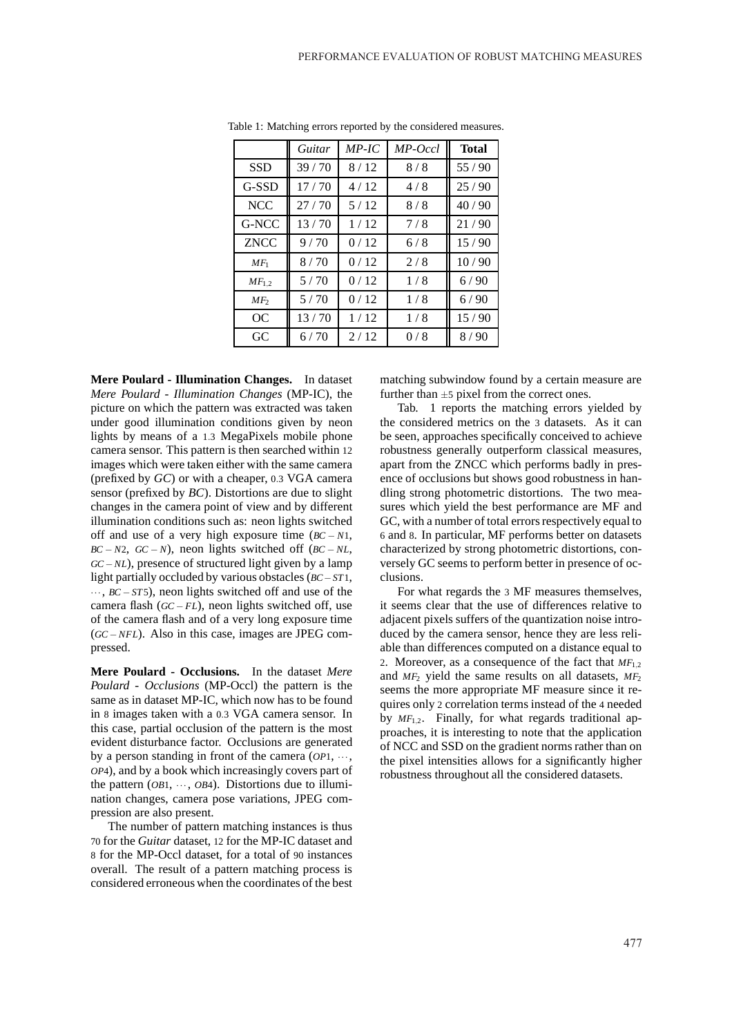Table 1: Matching errors reported by the considered measures.

| | *Guitar* | *MP-IC* | *MP-Occl* | **Total** |
|---|---|---|---|---|
| SSD | 39 / 70 | 8 / 12 | 8 / 8 | 55 / 90 |
| G-SSD | 17 / 70 | 4 / 12 | 4 / 8 | 25 / 90 |
| NCC | 27 / 70 | 5 / 12 | 8 / 8 | 40 / 90 |
| G-NCC | 13 / 70 | 1 / 12 | 7 / 8 | 21 / 90 |
| ZNCC | 9 / 70 | 0 / 12 | 6 / 8 | 15 / 90 |
| $MF_1$ | 8 / 70 | 0 / 12 | 2 / 8 | 10 / 90 |
| $MF_{1,2}$ | 5 / 70 | 0 / 12 | 1 / 8 | 6 / 90 |
| $MF_2$ | 5 / 70 | 0 / 12 | 1 / 8 | 6 / 90 |
| OC | 13 / 70 | 1 / 12 | 1 / 8 | 15 / 90 |
| GC | 6 / 70 | 2 / 12 | 0 / 8 | 8 / 90 |

**Mere Poulard - Illumination Changes.** In dataset *Mere Poulard - Illumination Changes* (MP-IC), the picture on which the pattern was extracted was taken under good illumination conditions given by neon lights by means of a 1.3 MegaPixels mobile phone camera sensor. This pattern is then searched within 12 images which were taken either with the same camera (prefixed by *GC*) or with a cheaper, 0.3 VGA camera sensor (prefixed by *BC*). Distortions are due to slight changes in the camera point of view and by different illumination conditions such as: neon lights switched off and use of a very high exposure time ($BC-N1$, $BC-N2$, $GC-N$), neon lights switched off ($BC-NL$, $GC-NL$), presence of structured light given by a lamp light partially occluded by various obstacles ($BC-ST1$, $\cdots$, $BC-ST5$), neon lights switched off and use of the camera flash ($GC-FL$), neon lights switched off, use of the camera flash and of a very long exposure time ($GC-NFL$). Also in this case, images are JPEG compressed.

**Mere Poulard - Occlusions.** In the dataset *Mere Poulard - Occlusions* (MP-Occl) the pattern is the same as in dataset MP-IC, which now has to be found in 8 images taken with a 0.3 VGA camera sensor. In this case, partial occlusion of the pattern is the most evident disturbance factor. Occlusions are generated by a person standing in front of the camera ($OP1$, $\cdots$, $OP4$), and by a book which increasingly covers part of the pattern ($OB1$, $\cdots$, $OB4$). Distortions due to illumination changes, camera pose variations, JPEG compression are also present.

The number of pattern matching instances is thus 70 for the *Guitar* dataset, 12 for the MP-IC dataset and 8 for the MP-Occl dataset, for a total of 90 instances overall. The result of a pattern matching process is considered erroneous when the coordinates of the best matching subwindow found by a certain measure are further than $\pm 5$ pixel from the correct ones.

Tab. 1 reports the matching errors yielded by the considered metrics on the 3 datasets. As it can be seen, approaches specifically conceived to achieve robustness generally outperform classical measures, apart from the ZNCC which performs badly in presence of occlusions but shows good robustness in handling strong photometric distortions. The two measures which yield the best performance are MF and GC, with a number of total errors respectively equal to 6 and 8. In particular, MF performs better on datasets characterized by strong photometric distortions, conversely GC seems to perform better in presence of occlusions.

For what regards the 3 MF measures themselves, it seems clear that the use of differences relative to adjacent pixels suffers of the quantization noise introduced by the camera sensor, hence they are less reliable than differences computed on a distance equal to 2. Moreover, as a consequence of the fact that $MF_{1,2}$ and $MF_2$ yield the same results on all datasets, $MF_2$ seems the more appropriate MF measure since it requires only 2 correlation terms instead of the 4 needed by $MF_{1,2}$. Finally, for what regards traditional approaches, it is interesting to note that the application of NCC and SSD on the gradient norms rather than on the pixel intensities allows for a significantly higher robustness throughout all the considered datasets.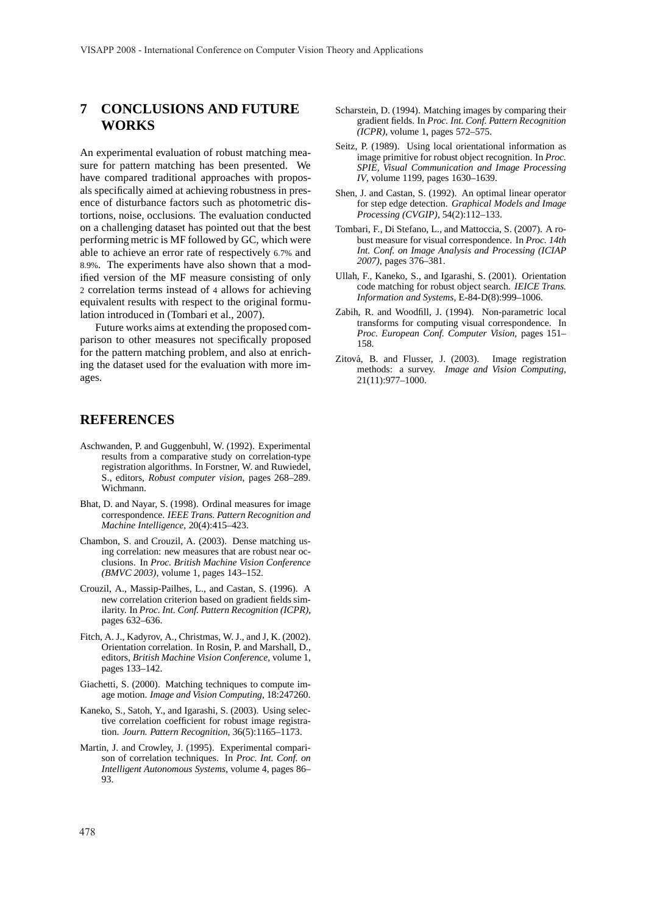## 7 CONCLUSIONS AND FUTURE WORKS

An experimental evaluation of robust matching measure for pattern matching has been presented. We have compared traditional approaches with proposals specifically aimed at achieving robustness in presence of disturbance factors such as photometric distortions, noise, occlusions. The evaluation conducted on a challenging dataset has pointed out that the best performing metric is MF followed by GC, which were able to achieve an error rate of respectively 6.7% and 8.9%. The experiments have also shown that a modified version of the MF measure consisting of only 2 correlation terms instead of 4 allows for achieving equivalent results with respect to the original formulation introduced in (Tombari et al., 2007).

Future works aims at extending the proposed comparison to other measures not specifically proposed for the pattern matching problem, and also at enriching the dataset used for the evaluation with more images.

## REFERENCES

Aschwanden, P. and Guggenbuhl, W. (1992). Experimental results from a comparative study on correlation-type registration algorithms. In Forstner, W. and Ruwiedel, S., editors, *Robust computer vision*, pages 268–289. Wichmann.

Bhat, D. and Nayar, S. (1998). Ordinal measures for image correspondence. *IEEE Trans. Pattern Recognition and Machine Intelligence*, 20(4):415–423.

Chambon, S. and Crouzil, A. (2003). Dense matching using correlation: new measures that are robust near occlusions. In *Proc. British Machine Vision Conference (BMVC 2003)*, volume 1, pages 143–152.

Crouzil, A., Massip-Pailhes, L., and Castan, S. (1996). A new correlation criterion based on gradient fields similarity. In *Proc. Int. Conf. Pattern Recognition (ICPR)*, pages 632–636.

Fitch, A. J., Kadyrov, A., Christmas, W. J., and J, K. (2002). Orientation correlation. In Rosin, P. and Marshall, D., editors, *British Machine Vision Conference*, volume 1, pages 133–142.

Giachetti, S. (2000). Matching techniques to compute image motion. *Image and Vision Computing*, 18:247260.

Kaneko, S., Satoh, Y., and Igarashi, S. (2003). Using selective correlation coefficient for robust image registration. *Journ. Pattern Recognition*, 36(5):1165–1173.

Martin, J. and Crowley, J. (1995). Experimental comparison of correlation techniques. In *Proc. Int. Conf. on Intelligent Autonomous Systems*, volume 4, pages 86–93.

Scharstein, D. (1994). Matching images by comparing their gradient fields. In *Proc. Int. Conf. Pattern Recognition (ICPR)*, volume 1, pages 572–575.

Seitz, P. (1989). Using local orientational information as image primitive for robust object recognition. In *Proc. SPIE, Visual Communication and Image Processing IV*, volume 1199, pages 1630–1639.

Shen, J. and Castan, S. (1992). An optimal linear operator for step edge detection. *Graphical Models and Image Processing (CVGIP)*, 54(2):112–133.

Tombari, F., Di Stefano, L., and Mattoccia, S. (2007). A robust measure for visual correspondence. In *Proc. 14th Int. Conf. on Image Analysis and Processing (ICIAP 2007)*, pages 376–381.

Ullah, F., Kaneko, S., and Igarashi, S. (2001). Orientation code matching for robust object search. *IEICE Trans. Information and Systems*, E-84-D(8):999–1006.

Zabih, R. and Woodfill, J. (1994). Non-parametric local transforms for computing visual correspondence. In *Proc. European Conf. Computer Vision*, pages 151–158.

Zitová, B. and Flusser, J. (2003). Image registration methods: a survey. *Image and Vision Computing*, 21(11):977–1000.